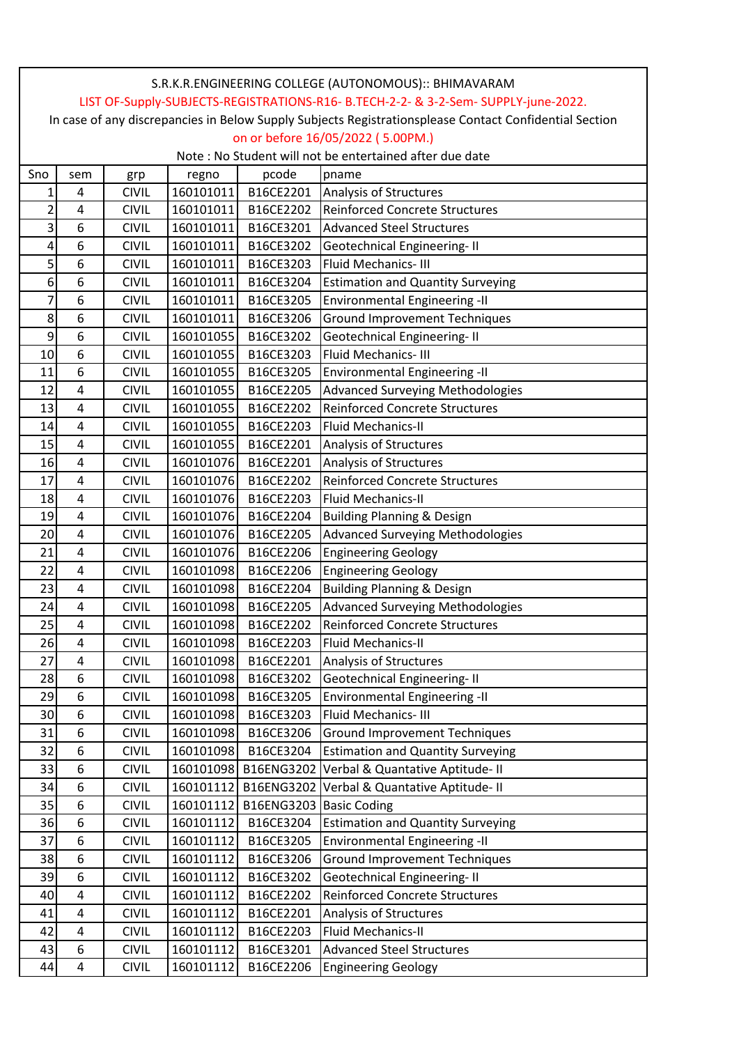S.R.K.R.ENGINEERING COLLEGE (AUTONOMOUS):: BHIMAVARAM

LIST OF-Supply-SUBJECTS-REGISTRATIONS-R16- B.TECH-2-2- & 3-2-Sem- SUPPLY-june-2022.

In case of any discrepancies in Below Supply Subjects Registrationsplease Contact Confidential Section on or before 16/05/2022 ( 5.00PM.)

Note : No Student will not be entertained after due date

| Sno | sem | grp | regno | pcode | pname |
|---|---|---|---|---|---|
| 1 | 4 | CIVIL | 160101011 | B16CE2201 | Analysis of Structures |
| 2 | 4 | CIVIL | 160101011 | B16CE2202 | Reinforced Concrete Structures |
| 3 | 6 | CIVIL | 160101011 | B16CE3201 | Advanced Steel Structures |
| 4 | 6 | CIVIL | 160101011 | B16CE3202 | Geotechnical Engineering- II |
| 5 | 6 | CIVIL | 160101011 | B16CE3203 | Fluid Mechanics- III |
| 6 | 6 | CIVIL | 160101011 | B16CE3204 | Estimation and Quantity Surveying |
| 7 | 6 | CIVIL | 160101011 | B16CE3205 | Environmental Engineering -II |
| 8 | 6 | CIVIL | 160101011 | B16CE3206 | Ground Improvement Techniques |
| 9 | 6 | CIVIL | 160101055 | B16CE3202 | Geotechnical Engineering- II |
| 10 | 6 | CIVIL | 160101055 | B16CE3203 | Fluid Mechanics- III |
| 11 | 6 | CIVIL | 160101055 | B16CE3205 | Environmental Engineering -II |
| 12 | 4 | CIVIL | 160101055 | B16CE2205 | Advanced Surveying Methodologies |
| 13 | 4 | CIVIL | 160101055 | B16CE2202 | Reinforced Concrete Structures |
| 14 | 4 | CIVIL | 160101055 | B16CE2203 | Fluid Mechanics-II |
| 15 | 4 | CIVIL | 160101055 | B16CE2201 | Analysis of Structures |
| 16 | 4 | CIVIL | 160101076 | B16CE2201 | Analysis of Structures |
| 17 | 4 | CIVIL | 160101076 | B16CE2202 | Reinforced Concrete Structures |
| 18 | 4 | CIVIL | 160101076 | B16CE2203 | Fluid Mechanics-II |
| 19 | 4 | CIVIL | 160101076 | B16CE2204 | Building Planning & Design |
| 20 | 4 | CIVIL | 160101076 | B16CE2205 | Advanced Surveying Methodologies |
| 21 | 4 | CIVIL | 160101076 | B16CE2206 | Engineering Geology |
| 22 | 4 | CIVIL | 160101098 | B16CE2206 | Engineering Geology |
| 23 | 4 | CIVIL | 160101098 | B16CE2204 | Building Planning & Design |
| 24 | 4 | CIVIL | 160101098 | B16CE2205 | Advanced Surveying Methodologies |
| 25 | 4 | CIVIL | 160101098 | B16CE2202 | Reinforced Concrete Structures |
| 26 | 4 | CIVIL | 160101098 | B16CE2203 | Fluid Mechanics-II |
| 27 | 4 | CIVIL | 160101098 | B16CE2201 | Analysis of Structures |
| 28 | 6 | CIVIL | 160101098 | B16CE3202 | Geotechnical Engineering- II |
| 29 | 6 | CIVIL | 160101098 | B16CE3205 | Environmental Engineering -II |
| 30 | 6 | CIVIL | 160101098 | B16CE3203 | Fluid Mechanics- III |
| 31 | 6 | CIVIL | 160101098 | B16CE3206 | Ground Improvement Techniques |
| 32 | 6 | CIVIL | 160101098 | B16CE3204 | Estimation and Quantity Surveying |
| 33 | 6 | CIVIL | 160101098 | B16ENG3202 | Verbal & Quantative Aptitude- II |
| 34 | 6 | CIVIL | 160101112 | B16ENG3202 | Verbal & Quantative Aptitude- II |
| 35 | 6 | CIVIL | 160101112 | B16ENG3203 | Basic Coding |
| 36 | 6 | CIVIL | 160101112 | B16CE3204 | Estimation and Quantity Surveying |
| 37 | 6 | CIVIL | 160101112 | B16CE3205 | Environmental Engineering -II |
| 38 | 6 | CIVIL | 160101112 | B16CE3206 | Ground Improvement Techniques |
| 39 | 6 | CIVIL | 160101112 | B16CE3202 | Geotechnical Engineering- II |
| 40 | 4 | CIVIL | 160101112 | B16CE2202 | Reinforced Concrete Structures |
| 41 | 4 | CIVIL | 160101112 | B16CE2201 | Analysis of Structures |
| 42 | 4 | CIVIL | 160101112 | B16CE2203 | Fluid Mechanics-II |
| 43 | 6 | CIVIL | 160101112 | B16CE3201 | Advanced Steel Structures |
| 44 | 4 | CIVIL | 160101112 | B16CE2206 | Engineering Geology |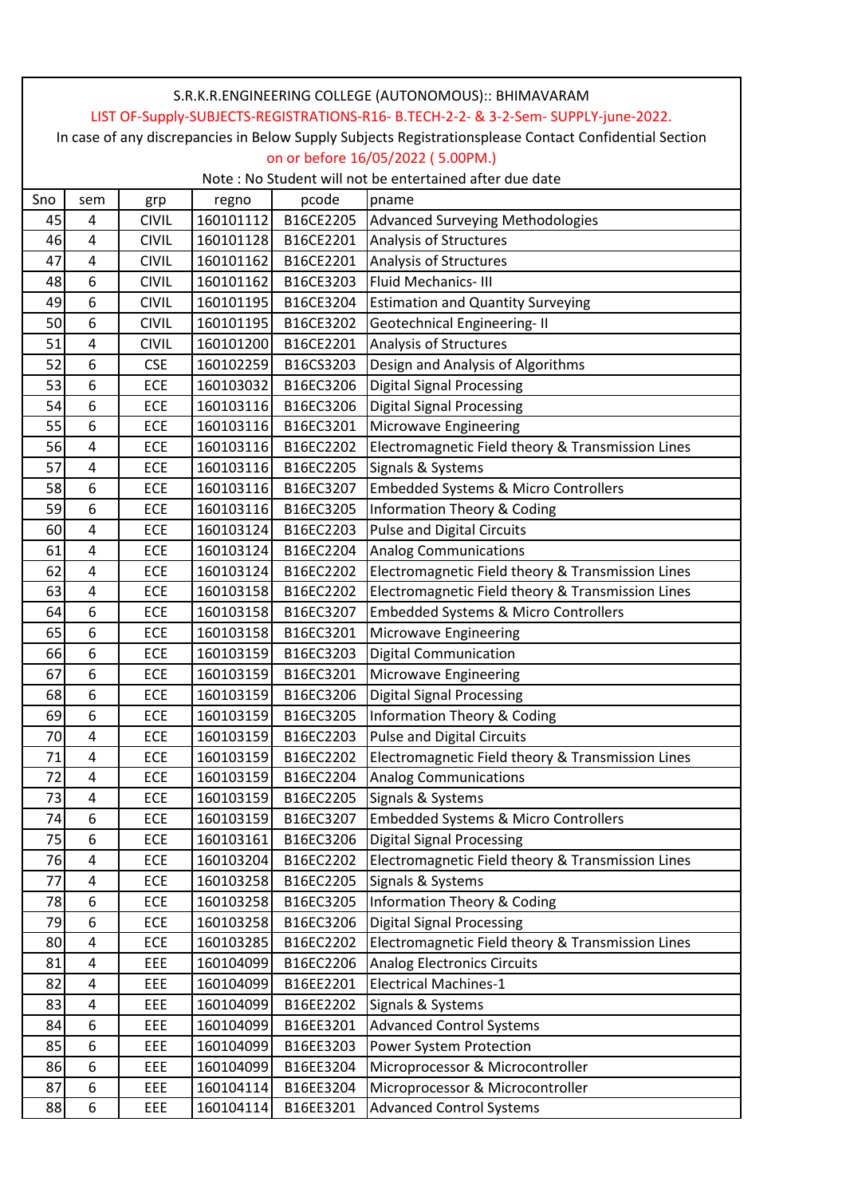S.R.K.R.ENGINEERING COLLEGE (AUTONOMOUS):: BHIMAVARAM

LIST OF-Supply-SUBJECTS-REGISTRATIONS-R16- B.TECH-2-2- & 3-2-Sem- SUPPLY-june-2022.

In case of any discrepancies in Below Supply Subjects Registrationsplease Contact Confidential Section

on or before 16/05/2022 ( 5.00PM.)

Note : No Student will not be entertained after due date

| Sno | sem | grp | regno | pcode | pname |
|---|---|---|---|---|---|
| 45 | 4 | CIVIL | 160101112 | B16CE2205 | Advanced Surveying Methodologies |
| 46 | 4 | CIVIL | 160101128 | B16CE2201 | Analysis of Structures |
| 47 | 4 | CIVIL | 160101162 | B16CE2201 | Analysis of Structures |
| 48 | 6 | CIVIL | 160101162 | B16CE3203 | Fluid Mechanics- III |
| 49 | 6 | CIVIL | 160101195 | B16CE3204 | Estimation and Quantity Surveying |
| 50 | 6 | CIVIL | 160101195 | B16CE3202 | Geotechnical Engineering- II |
| 51 | 4 | CIVIL | 160101200 | B16CE2201 | Analysis of Structures |
| 52 | 6 | CSE | 160102259 | B16CS3203 | Design and Analysis of Algorithms |
| 53 | 6 | ECE | 160103032 | B16EC3206 | Digital Signal Processing |
| 54 | 6 | ECE | 160103116 | B16EC3206 | Digital Signal Processing |
| 55 | 6 | ECE | 160103116 | B16EC3201 | Microwave Engineering |
| 56 | 4 | ECE | 160103116 | B16EC2202 | Electromagnetic Field theory & Transmission Lines |
| 57 | 4 | ECE | 160103116 | B16EC2205 | Signals & Systems |
| 58 | 6 | ECE | 160103116 | B16EC3207 | Embedded Systems & Micro Controllers |
| 59 | 6 | ECE | 160103116 | B16EC3205 | Information Theory & Coding |
| 60 | 4 | ECE | 160103124 | B16EC2203 | Pulse and Digital Circuits |
| 61 | 4 | ECE | 160103124 | B16EC2204 | Analog Communications |
| 62 | 4 | ECE | 160103124 | B16EC2202 | Electromagnetic Field theory & Transmission Lines |
| 63 | 4 | ECE | 160103158 | B16EC2202 | Electromagnetic Field theory & Transmission Lines |
| 64 | 6 | ECE | 160103158 | B16EC3207 | Embedded Systems & Micro Controllers |
| 65 | 6 | ECE | 160103158 | B16EC3201 | Microwave Engineering |
| 66 | 6 | ECE | 160103159 | B16EC3203 | Digital Communication |
| 67 | 6 | ECE | 160103159 | B16EC3201 | Microwave Engineering |
| 68 | 6 | ECE | 160103159 | B16EC3206 | Digital Signal Processing |
| 69 | 6 | ECE | 160103159 | B16EC3205 | Information Theory & Coding |
| 70 | 4 | ECE | 160103159 | B16EC2203 | Pulse and Digital Circuits |
| 71 | 4 | ECE | 160103159 | B16EC2202 | Electromagnetic Field theory & Transmission Lines |
| 72 | 4 | ECE | 160103159 | B16EC2204 | Analog Communications |
| 73 | 4 | ECE | 160103159 | B16EC2205 | Signals & Systems |
| 74 | 6 | ECE | 160103159 | B16EC3207 | Embedded Systems & Micro Controllers |
| 75 | 6 | ECE | 160103161 | B16EC3206 | Digital Signal Processing |
| 76 | 4 | ECE | 160103204 | B16EC2202 | Electromagnetic Field theory & Transmission Lines |
| 77 | 4 | ECE | 160103258 | B16EC2205 | Signals & Systems |
| 78 | 6 | ECE | 160103258 | B16EC3205 | Information Theory & Coding |
| 79 | 6 | ECE | 160103258 | B16EC3206 | Digital Signal Processing |
| 80 | 4 | ECE | 160103285 | B16EC2202 | Electromagnetic Field theory & Transmission Lines |
| 81 | 4 | EEE | 160104099 | B16EC2206 | Analog Electronics Circuits |
| 82 | 4 | EEE | 160104099 | B16EE2201 | Electrical Machines-1 |
| 83 | 4 | EEE | 160104099 | B16EE2202 | Signals & Systems |
| 84 | 6 | EEE | 160104099 | B16EE3201 | Advanced Control Systems |
| 85 | 6 | EEE | 160104099 | B16EE3203 | Power System Protection |
| 86 | 6 | EEE | 160104099 | B16EE3204 | Microprocessor & Microcontroller |
| 87 | 6 | EEE | 160104114 | B16EE3204 | Microprocessor & Microcontroller |
| 88 | 6 | EEE | 160104114 | B16EE3201 | Advanced Control Systems |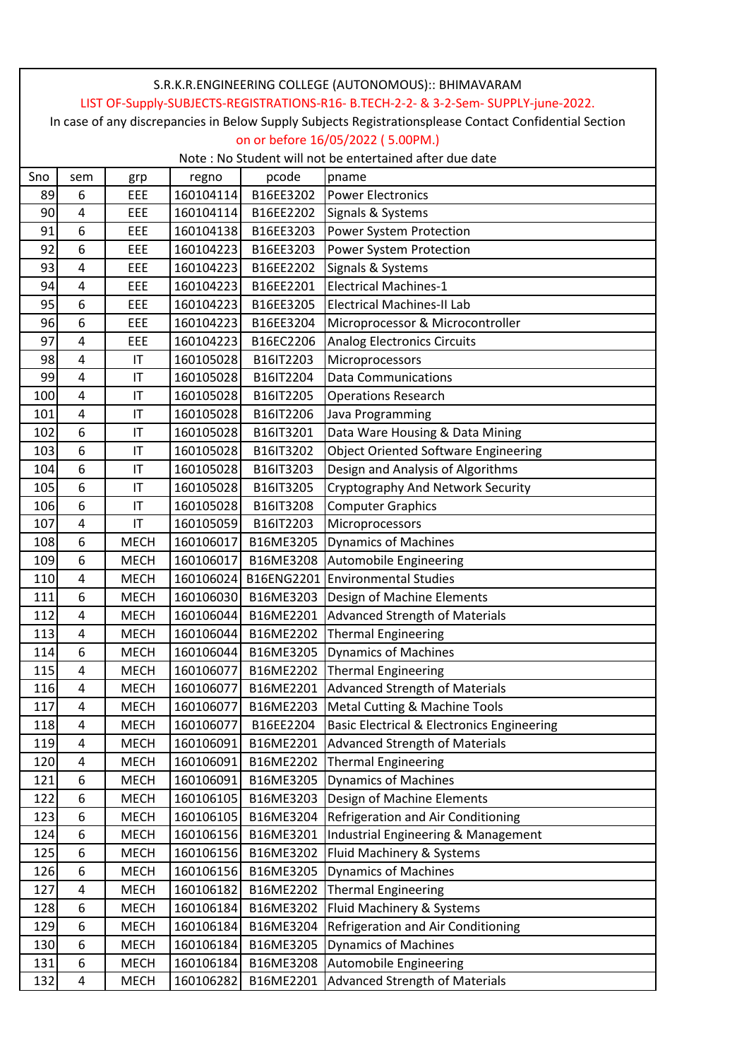S.R.K.R.ENGINEERING COLLEGE (AUTONOMOUS):: BHIMAVARAM

LIST OF-Supply-SUBJECTS-REGISTRATIONS-R16- B.TECH-2-2- & 3-2-Sem- SUPPLY-june-2022.

In case of any discrepancies in Below Supply Subjects Registrationsplease Contact Confidential Section

on or before 16/05/2022 ( 5.00PM.)

Note : No Student will not be entertained after due date

| Sno | sem | grp | regno | pcode | pname |
|---|---|---|---|---|---|
| 89 | 6 | EEE | 160104114 | B16EE3202 | Power Electronics |
| 90 | 4 | EEE | 160104114 | B16EE2202 | Signals & Systems |
| 91 | 6 | EEE | 160104138 | B16EE3203 | Power System Protection |
| 92 | 6 | EEE | 160104223 | B16EE3203 | Power System Protection |
| 93 | 4 | EEE | 160104223 | B16EE2202 | Signals & Systems |
| 94 | 4 | EEE | 160104223 | B16EE2201 | Electrical Machines-1 |
| 95 | 6 | EEE | 160104223 | B16EE3205 | Electrical Machines-II Lab |
| 96 | 6 | EEE | 160104223 | B16EE3204 | Microprocessor & Microcontroller |
| 97 | 4 | EEE | 160104223 | B16EC2206 | Analog Electronics Circuits |
| 98 | 4 | IT | 160105028 | B16IT2203 | Microprocessors |
| 99 | 4 | IT | 160105028 | B16IT2204 | Data Communications |
| 100 | 4 | IT | 160105028 | B16IT2205 | Operations Research |
| 101 | 4 | IT | 160105028 | B16IT2206 | Java Programming |
| 102 | 6 | IT | 160105028 | B16IT3201 | Data Ware Housing & Data Mining |
| 103 | 6 | IT | 160105028 | B16IT3202 | Object Oriented Software Engineering |
| 104 | 6 | IT | 160105028 | B16IT3203 | Design and Analysis of Algorithms |
| 105 | 6 | IT | 160105028 | B16IT3205 | Cryptography And Network Security |
| 106 | 6 | IT | 160105028 | B16IT3208 | Computer Graphics |
| 107 | 4 | IT | 160105059 | B16IT2203 | Microprocessors |
| 108 | 6 | MECH | 160106017 | B16ME3205 | Dynamics of Machines |
| 109 | 6 | MECH | 160106017 | B16ME3208 | Automobile Engineering |
| 110 | 4 | MECH | 160106024 | B16ENG2201 | Environmental Studies |
| 111 | 6 | MECH | 160106030 | B16ME3203 | Design of Machine Elements |
| 112 | 4 | MECH | 160106044 | B16ME2201 | Advanced Strength of Materials |
| 113 | 4 | MECH | 160106044 | B16ME2202 | Thermal Engineering |
| 114 | 6 | MECH | 160106044 | B16ME3205 | Dynamics of Machines |
| 115 | 4 | MECH | 160106077 | B16ME2202 | Thermal Engineering |
| 116 | 4 | MECH | 160106077 | B16ME2201 | Advanced Strength of Materials |
| 117 | 4 | MECH | 160106077 | B16ME2203 | Metal Cutting & Machine Tools |
| 118 | 4 | MECH | 160106077 | B16EE2204 | Basic Electrical & Electronics Engineering |
| 119 | 4 | MECH | 160106091 | B16ME2201 | Advanced Strength of Materials |
| 120 | 4 | MECH | 160106091 | B16ME2202 | Thermal Engineering |
| 121 | 6 | MECH | 160106091 | B16ME3205 | Dynamics of Machines |
| 122 | 6 | MECH | 160106105 | B16ME3203 | Design of Machine Elements |
| 123 | 6 | MECH | 160106105 | B16ME3204 | Refrigeration and Air Conditioning |
| 124 | 6 | MECH | 160106156 | B16ME3201 | Industrial Engineering & Management |
| 125 | 6 | MECH | 160106156 | B16ME3202 | Fluid Machinery & Systems |
| 126 | 6 | MECH | 160106156 | B16ME3205 | Dynamics of Machines |
| 127 | 4 | MECH | 160106182 | B16ME2202 | Thermal Engineering |
| 128 | 6 | MECH | 160106184 | B16ME3202 | Fluid Machinery & Systems |
| 129 | 6 | MECH | 160106184 | B16ME3204 | Refrigeration and Air Conditioning |
| 130 | 6 | MECH | 160106184 | B16ME3205 | Dynamics of Machines |
| 131 | 6 | MECH | 160106184 | B16ME3208 | Automobile Engineering |
| 132 | 4 | MECH | 160106282 | B16ME2201 | Advanced Strength of Materials |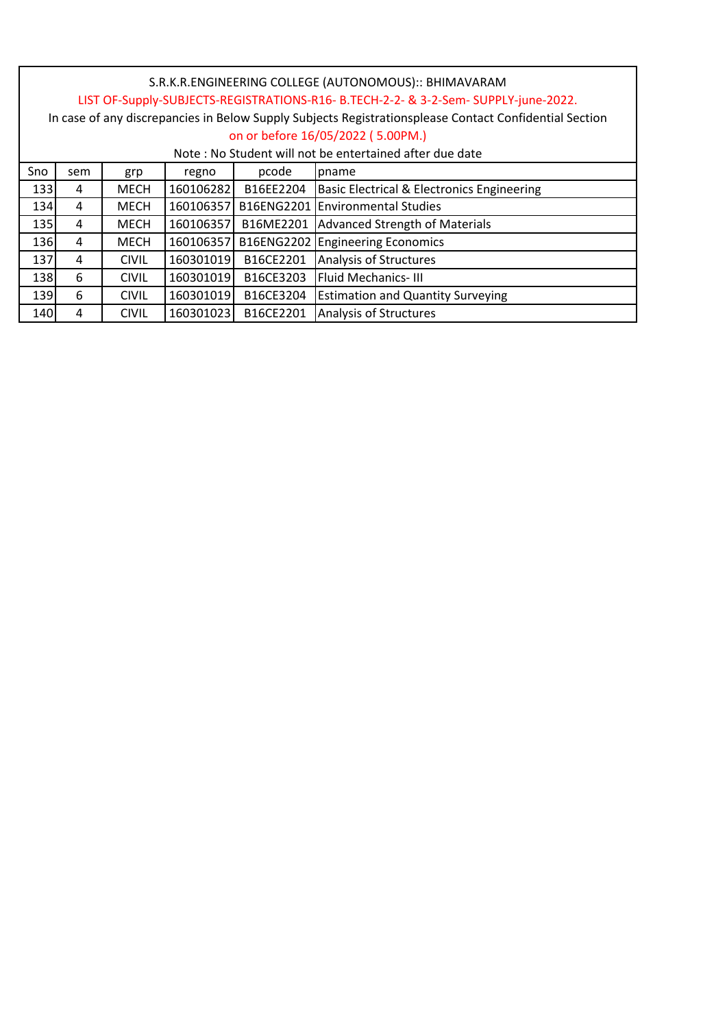S.R.K.R.ENGINEERING COLLEGE (AUTONOMOUS):: BHIMAVARAM

LIST OF-Supply-SUBJECTS-REGISTRATIONS-R16- B.TECH-2-2- & 3-2-Sem- SUPPLY-june-2022.

In case of any discrepancies in Below Supply Subjects Registrationsplease Contact Confidential Section

on or before 16/05/2022 ( 5.00PM.)

Note : No Student will not be entertained after due date

| Sno | sem | grp | regno | pcode | pname |
|---|---|---|---|---|---|
| 133 | 4 | MECH | 160106282 | B16EE2204 | Basic Electrical & Electronics Engineering |
| 134 | 4 | MECH | 160106357 | B16ENG2201 | Environmental Studies |
| 135 | 4 | MECH | 160106357 | B16ME2201 | Advanced Strength of Materials |
| 136 | 4 | MECH | 160106357 | B16ENG2202 | Engineering Economics |
| 137 | 4 | CIVIL | 160301019 | B16CE2201 | Analysis of Structures |
| 138 | 6 | CIVIL | 160301019 | B16CE3203 | Fluid Mechanics- III |
| 139 | 6 | CIVIL | 160301019 | B16CE3204 | Estimation and Quantity Surveying |
| 140 | 4 | CIVIL | 160301023 | B16CE2201 | Analysis of Structures |